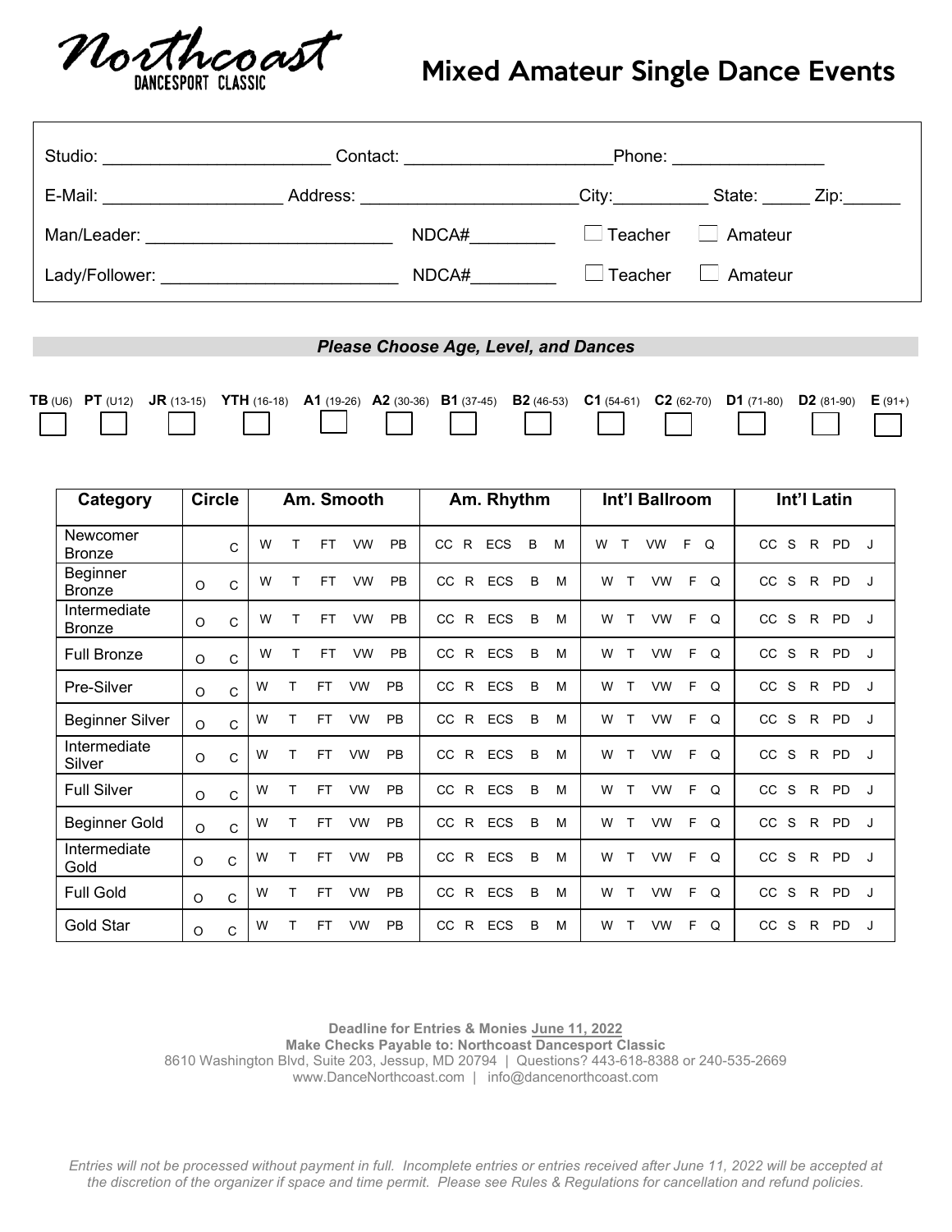Northcoast DANCESPORT CLASSIC

# Mixed Amateur Single Dance Events

Studio: ______________________ Contact: ____________________ Phone: ______________

E-Mail: ________________ Address: ____________________ City: ________ State: _____ Zip: ______

Man/Leader: ______________________ NDCA# ________ ☐ Teacher ☐ Amateur

Lady/Follower: ______________________ NDCA# ________ ☐ Teacher ☐ Amateur

***Please Choose Age, Level, and Dances***

| **TB** (U6) | **PT** (U12) | **JR** (13-15) | **YTH** (16-18) | **A1** (19-26) | **A2** (30-36) | **B1** (37-45) | **B2** (46-53) | **C1** (54-61) | **C2** (62-70) | **D1** (71-80) | **D2** (81-90) | **E** (91+) |
|---|---|---|---|---|---|---|---|---|---|---|---|---|
| ☐ | ☐ | ☐ | ☐ | ☐ | ☐ | ☐ | ☐ | ☐ | ☐ | ☐ | ☐ | ☐ |

| Category | Circle | Am. Smooth | Am. Rhythm | Int'l Ballroom | Int'l Latin |
|---|---|---|---|---|---|
| Newcomer Bronze | C | W T FT VW PB | CC R ECS B M | W T VW F Q | CC S R PD J |
| Beginner Bronze | O C | W T FT VW PB | CC R ECS B M | W T VW F Q | CC S R PD J |
| Intermediate Bronze | O C | W T FT VW PB | CC R ECS B M | W T VW F Q | CC S R PD J |
| Full Bronze | O C | W T FT VW PB | CC R ECS B M | W T VW F Q | CC S R PD J |
| Pre-Silver | O C | W T FT VW PB | CC R ECS B M | W T VW F Q | CC S R PD J |
| Beginner Silver | O C | W T FT VW PB | CC R ECS B M | W T VW F Q | CC S R PD J |
| Intermediate Silver | O C | W T FT VW PB | CC R ECS B M | W T VW F Q | CC S R PD J |
| Full Silver | O C | W T FT VW PB | CC R ECS B M | W T VW F Q | CC S R PD J |
| Beginner Gold | O C | W T FT VW PB | CC R ECS B M | W T VW F Q | CC S R PD J |
| Intermediate Gold | O C | W T FT VW PB | CC R ECS B M | W T VW F Q | CC S R PD J |
| Full Gold | O C | W T FT VW PB | CC R ECS B M | W T VW F Q | CC S R PD J |
| Gold Star | O C | W T FT VW PB | CC R ECS B M | W T VW F Q | CC S R PD J |

**Deadline for Entries & Monies June 11, 2022**
**Make Checks Payable to: Northcoast Dancesport Classic**
8610 Washington Blvd, Suite 203, Jessup, MD 20794 | Questions? 443-618-8388 or 240-535-2669
www.DanceNorthcoast.com | info@dancenorthcoast.com

*Entries will not be processed without payment in full. Incomplete entries or entries received after June 11, 2022 will be accepted at the discretion of the organizer if space and time permit. Please see Rules & Regulations for cancellation and refund policies.*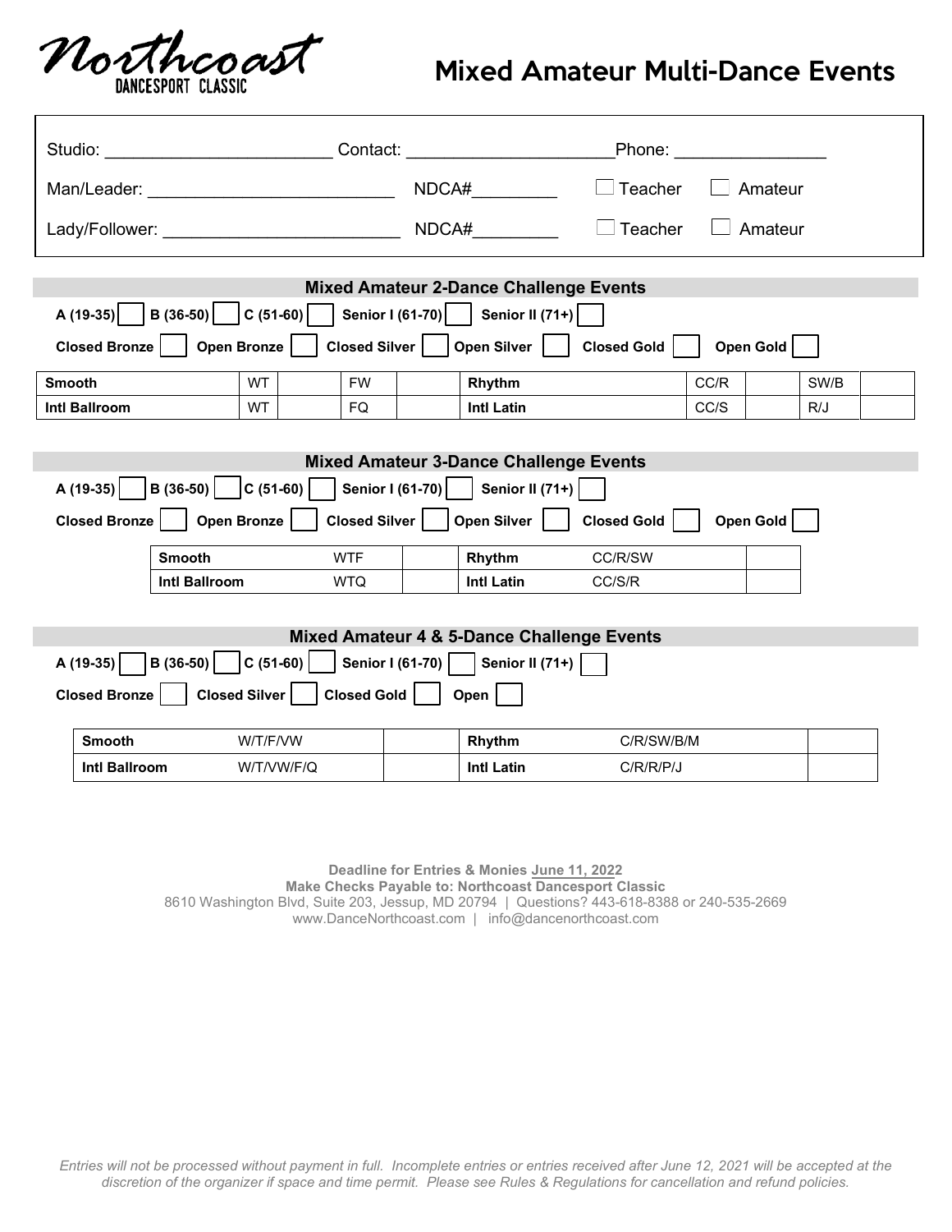Northcoast DANCESPORT CLASSIC

# Mixed Amateur Multi-Dance Events

Studio: ________________________ Contact: ______________________Phone: ________________

Man/Leader: __________________________ NDCA#_________ ☐ Teacher ☐ Amateur

Lady/Follower: _________________________ NDCA#_________ ☐ Teacher ☐ Amateur

## Mixed Amateur 2-Dance Challenge Events

A (19-35) ☐ B (36-50) ☐ C (51-60) ☐ Senior I (61-70) ☐ Senior II (71+) ☐

Closed Bronze ☐ Open Bronze ☐ Closed Silver ☐ Open Silver ☐ Closed Gold ☐ Open Gold ☐

| | | | | | | | | | | |
|---|---|---|---|---|---|---|---|---|---|---|
| **Smooth** | WT | | FW | | **Rhythm** | CC/R | | SW/B | |
| **Intl Ballroom** | WT | | FQ | | **Intl Latin** | CC/S | | R/J | |

## Mixed Amateur 3-Dance Challenge Events

A (19-35) ☐ B (36-50) ☐ C (51-60) ☐ Senior I (61-70) ☐ Senior II (71+) ☐

Closed Bronze ☐ Open Bronze ☐ Closed Silver ☐ Open Silver ☐ Closed Gold ☐ Open Gold ☐

| | | | | | |
|---|---|---|---|---|---|
| **Smooth** | WTF | | **Rhythm** | CC/R/SW | |
| **Intl Ballroom** | WTQ | | **Intl Latin** | CC/S/R | |

## Mixed Amateur 4 & 5-Dance Challenge Events

A (19-35) ☐ B (36-50) ☐ C (51-60) ☐ Senior I (61-70) ☐ Senior II (71+) ☐

Closed Bronze ☐ Closed Silver ☐ Closed Gold ☐ Open ☐

| | | | | | |
|---|---|---|---|---|---|
| **Smooth** | W/T/F/VW | | **Rhythm** | C/R/SW/B/M | |
| **Intl Ballroom** | W/T/VW/F/Q | | **Intl Latin** | C/R/R/P/J | |

**Deadline for Entries & Monies June 11, 2022**
**Make Checks Payable to: Northcoast Dancesport Classic**
8610 Washington Blvd, Suite 203, Jessup, MD 20794 | Questions? 443-618-8388 or 240-535-2669
www.DanceNorthcoast.com | info@dancenorthcoast.com

*Entries will not be processed without payment in full. Incomplete entries or entries received after June 12, 2021 will be accepted at the discretion of the organizer if space and time permit. Please see Rules & Regulations for cancellation and refund policies.*